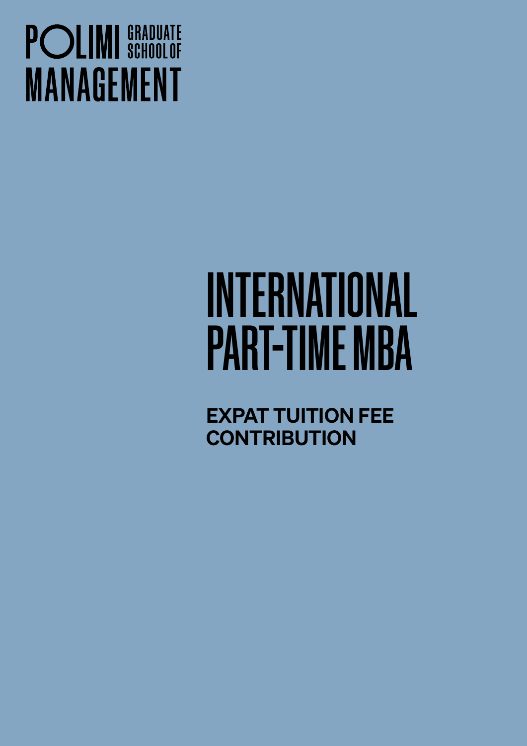POLIMI GRADUATE SCHOOL OF MANAGEMENT

# INTERNATIONAL PART-TIME MBA

## EXPAT TUITION FEE CONTRIBUTION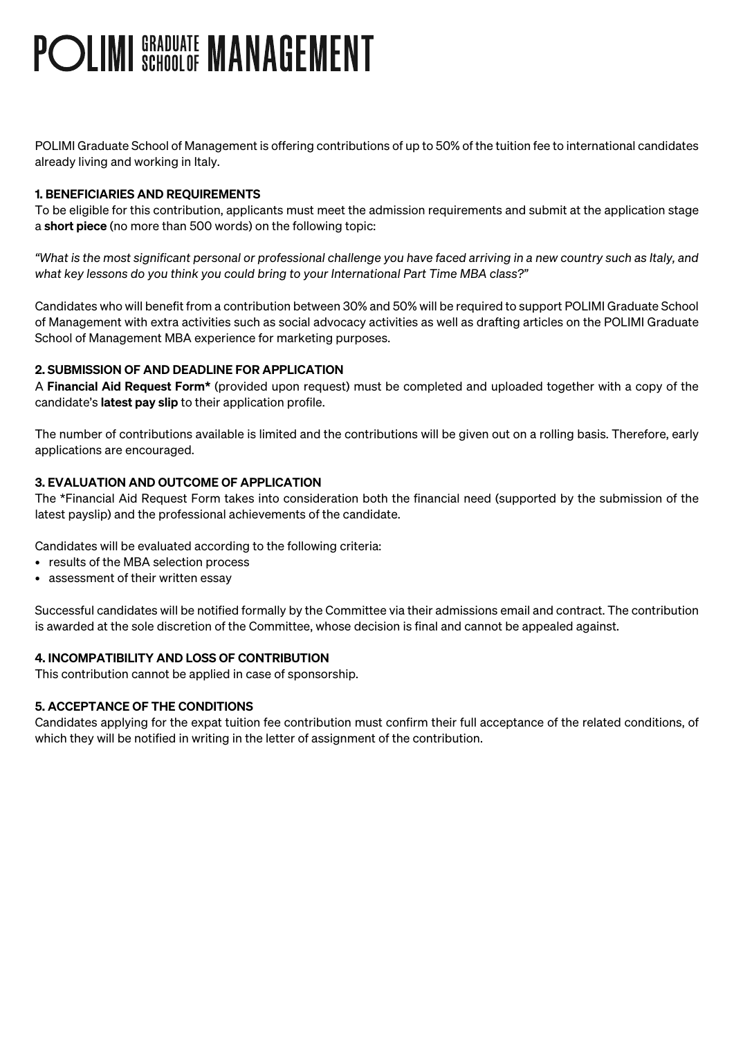# POLIMI GRADUATE SCHOOL OF MANAGEMENT

POLIMI Graduate School of Management is offering contributions of up to 50% of the tuition fee to international candidates already living and working in Italy.

### 1. BENEFICIARIES AND REQUIREMENTS

To be eligible for this contribution, applicants must meet the admission requirements and submit at the application stage a **short piece** (no more than 500 words) on the following topic:

*"What is the most significant personal or professional challenge you have faced arriving in a new country such as Italy, and what key lessons do you think you could bring to your International Part Time MBA class?"*

Candidates who will benefit from a contribution between 30% and 50% will be required to support POLIMI Graduate School of Management with extra activities such as social advocacy activities as well as drafting articles on the POLIMI Graduate School of Management MBA experience for marketing purposes.

### 2. SUBMISSION OF AND DEADLINE FOR APPLICATION

A **Financial Aid Request Form*** (provided upon request) must be completed and uploaded together with a copy of the candidate's **latest pay slip** to their application profile.

The number of contributions available is limited and the contributions will be given out on a rolling basis. Therefore, early applications are encouraged.

### 3. EVALUATION AND OUTCOME OF APPLICATION

The *Financial Aid Request Form takes into consideration both the financial need (supported by the submission of the latest payslip) and the professional achievements of the candidate.

Candidates will be evaluated according to the following criteria:

- results of the MBA selection process
- assessment of their written essay

Successful candidates will be notified formally by the Committee via their admissions email and contract. The contribution is awarded at the sole discretion of the Committee, whose decision is final and cannot be appealed against.

### 4. INCOMPATIBILITY AND LOSS OF CONTRIBUTION

This contribution cannot be applied in case of sponsorship.

### 5. ACCEPTANCE OF THE CONDITIONS

Candidates applying for the expat tuition fee contribution must confirm their full acceptance of the related conditions, of which they will be notified in writing in the letter of assignment of the contribution.